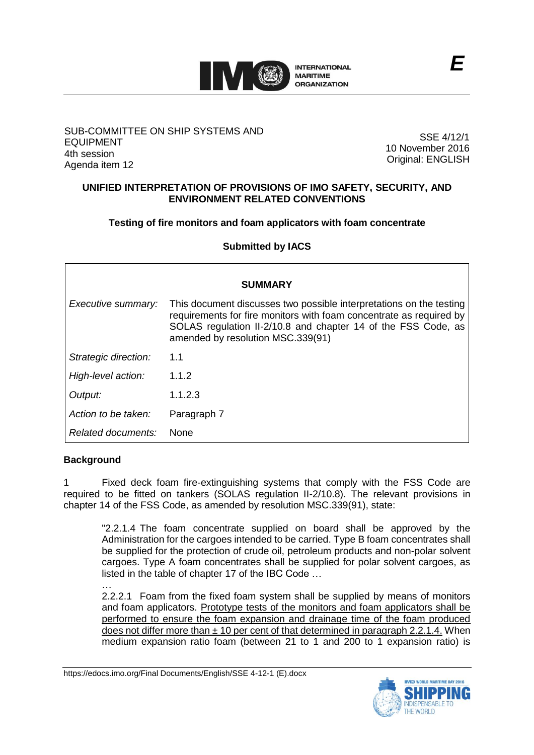INTERNATIONAL MARITIME ORGANIZATION

*E*

SUB-COMMITTEE ON SHIP SYSTEMS AND EQUIPMENT
4th session
Agenda item 12

SSE 4/12/1
10 November 2016
Original: ENGLISH

## UNIFIED INTERPRETATION OF PROVISIONS OF IMO SAFETY, SECURITY, AND ENVIRONMENT RELATED CONVENTIONS

### Testing of fire monitors and foam applicators with foam concentrate

**Submitted by IACS**

| **SUMMARY** | |
|---|---|
| *Executive summary:* | This document discusses two possible interpretations on the testing requirements for fire monitors with foam concentrate as required by SOLAS regulation II-2/10.8 and chapter 14 of the FSS Code, as amended by resolution MSC.339(91) |
| *Strategic direction:* | 1.1 |
| *High-level action:* | 1.1.2 |
| *Output:* | 1.1.2.3 |
| *Action to be taken:* | Paragraph 7 |
| *Related documents:* | None |

**Background**

1 Fixed deck foam fire-extinguishing systems that comply with the FSS Code are required to be fitted on tankers (SOLAS regulation II-2/10.8). The relevant provisions in chapter 14 of the FSS Code, as amended by resolution MSC.339(91), state:

> "2.2.1.4 The foam concentrate supplied on board shall be approved by the Administration for the cargoes intended to be carried. Type B foam concentrates shall be supplied for the protection of crude oil, petroleum products and non-polar solvent cargoes. Type A foam concentrates shall be supplied for polar solvent cargoes, as listed in the table of chapter 17 of the IBC Code …
>
> …
>
> 2.2.2.1 Foam from the fixed foam system shall be supplied by means of monitors and foam applicators. <u>Prototype tests of the monitors and foam applicators shall be performed to ensure the foam expansion and drainage time of the foam produced does not differ more than ± 10 per cent of that determined in paragraph 2.2.1.4.</u> When medium expansion ratio foam (between 21 to 1 and 200 to 1 expansion ratio) is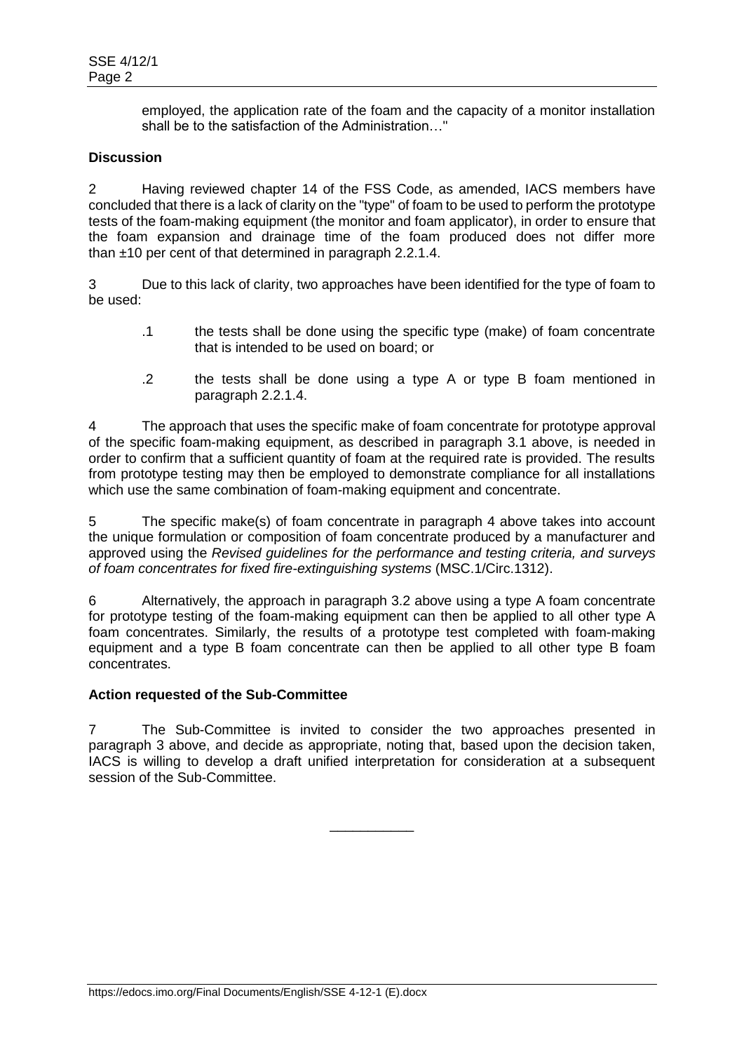employed, the application rate of the foam and the capacity of a monitor installation shall be to the satisfaction of the Administration…"

**Discussion**

2 Having reviewed chapter 14 of the FSS Code, as amended, IACS members have concluded that there is a lack of clarity on the "type" of foam to be used to perform the prototype tests of the foam-making equipment (the monitor and foam applicator), in order to ensure that the foam expansion and drainage time of the foam produced does not differ more than ±10 per cent of that determined in paragraph 2.2.1.4.

3 Due to this lack of clarity, two approaches have been identified for the type of foam to be used:

.1 the tests shall be done using the specific type (make) of foam concentrate that is intended to be used on board; or

.2 the tests shall be done using a type A or type B foam mentioned in paragraph 2.2.1.4.

4 The approach that uses the specific make of foam concentrate for prototype approval of the specific foam-making equipment, as described in paragraph 3.1 above, is needed in order to confirm that a sufficient quantity of foam at the required rate is provided. The results from prototype testing may then be employed to demonstrate compliance for all installations which use the same combination of foam-making equipment and concentrate.

5 The specific make(s) of foam concentrate in paragraph 4 above takes into account the unique formulation or composition of foam concentrate produced by a manufacturer and approved using the *Revised guidelines for the performance and testing criteria, and surveys of foam concentrates for fixed fire-extinguishing systems* (MSC.1/Circ.1312).

6 Alternatively, the approach in paragraph 3.2 above using a type A foam concentrate for prototype testing of the foam-making equipment can then be applied to all other type A foam concentrates. Similarly, the results of a prototype test completed with foam-making equipment and a type B foam concentrate can then be applied to all other type B foam concentrates.

**Action requested of the Sub-Committee**

7 The Sub-Committee is invited to consider the two approaches presented in paragraph 3 above, and decide as appropriate, noting that, based upon the decision taken, IACS is willing to develop a draft unified interpretation for consideration at a subsequent session of the Sub-Committee.

\_\_\_\_\_\_\_\_\_\_\_